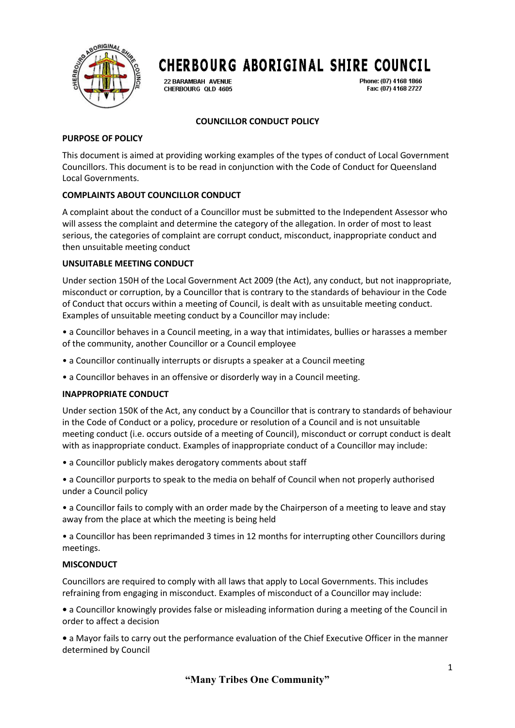# CHERBOURG ABORIGINAL SHIRE COUNCIL

22 BARAMBAH AVENUE
CHERBOURG QLD 4605

Phone: (07) 4168 1866
Fax: (07) 4168 2727

## COUNCILLOR CONDUCT POLICY

### PURPOSE OF POLICY

This document is aimed at providing working examples of the types of conduct of Local Government Councillors. This document is to be read in conjunction with the Code of Conduct for Queensland Local Governments.

### COMPLAINTS ABOUT COUNCILLOR CONDUCT

A complaint about the conduct of a Councillor must be submitted to the Independent Assessor who will assess the complaint and determine the category of the allegation. In order of most to least serious, the categories of complaint are corrupt conduct, misconduct, inappropriate conduct and then unsuitable meeting conduct

### UNSUITABLE MEETING CONDUCT

Under section 150H of the Local Government Act 2009 (the Act), any conduct, but not inappropriate, misconduct or corruption, by a Councillor that is contrary to the standards of behaviour in the Code of Conduct that occurs within a meeting of Council, is dealt with as unsuitable meeting conduct. Examples of unsuitable meeting conduct by a Councillor may include:

- a Councillor behaves in a Council meeting, in a way that intimidates, bullies or harasses a member of the community, another Councillor or a Council employee
- a Councillor continually interrupts or disrupts a speaker at a Council meeting
- a Councillor behaves in an offensive or disorderly way in a Council meeting.

### INAPPROPRIATE CONDUCT

Under section 150K of the Act, any conduct by a Councillor that is contrary to standards of behaviour in the Code of Conduct or a policy, procedure or resolution of a Council and is not unsuitable meeting conduct (i.e. occurs outside of a meeting of Council), misconduct or corrupt conduct is dealt with as inappropriate conduct. Examples of inappropriate conduct of a Councillor may include:

- a Councillor publicly makes derogatory comments about staff
- a Councillor purports to speak to the media on behalf of Council when not properly authorised under a Council policy
- a Councillor fails to comply with an order made by the Chairperson of a meeting to leave and stay away from the place at which the meeting is being held
- a Councillor has been reprimanded 3 times in 12 months for interrupting other Councillors during meetings.

### MISCONDUCT

Councillors are required to comply with all laws that apply to Local Governments. This includes refraining from engaging in misconduct. Examples of misconduct of a Councillor may include:

- a Councillor knowingly provides false or misleading information during a meeting of the Council in order to affect a decision
- a Mayor fails to carry out the performance evaluation of the Chief Executive Officer in the manner determined by Council

**"Many Tribes One Community"**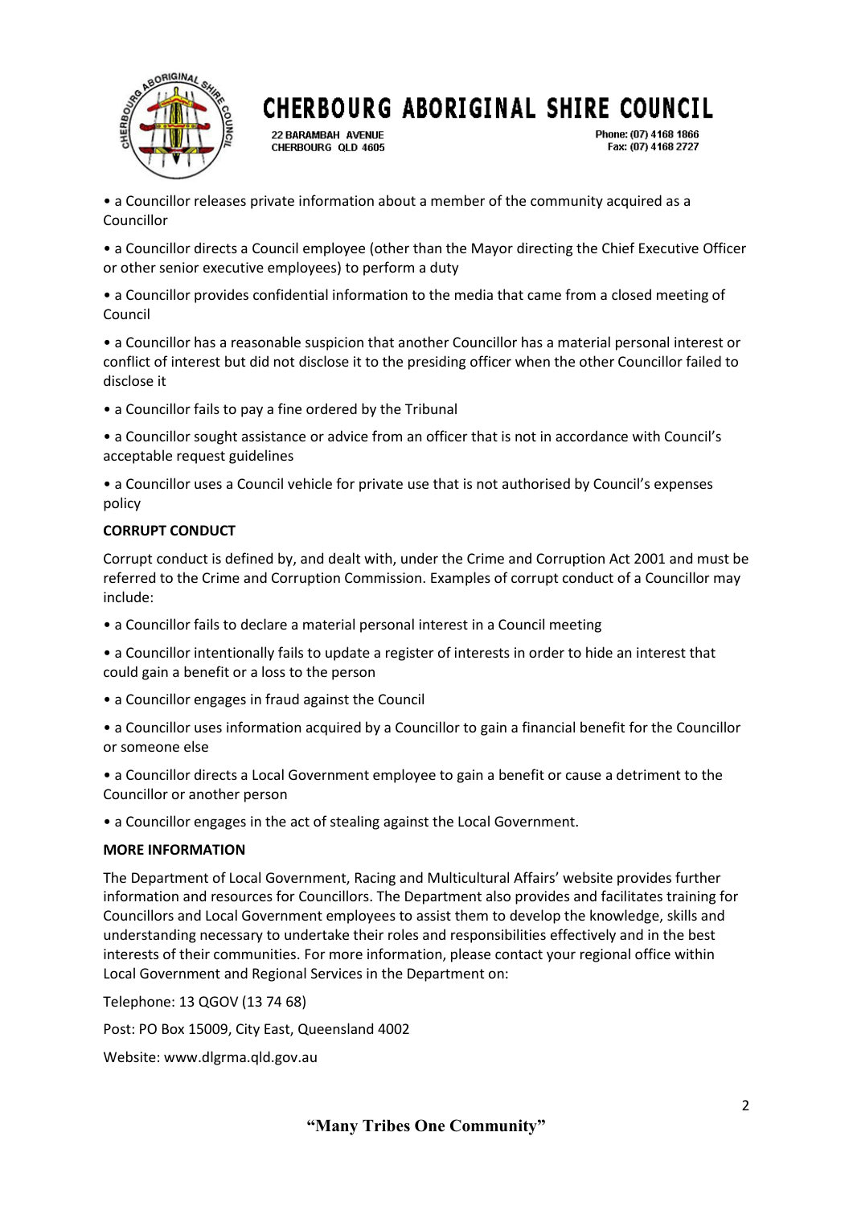• a Councillor releases private information about a member of the community acquired as a Councillor

• a Councillor directs a Council employee (other than the Mayor directing the Chief Executive Officer or other senior executive employees) to perform a duty

• a Councillor provides confidential information to the media that came from a closed meeting of Council

• a Councillor has a reasonable suspicion that another Councillor has a material personal interest or conflict of interest but did not disclose it to the presiding officer when the other Councillor failed to disclose it

• a Councillor fails to pay a fine ordered by the Tribunal

• a Councillor sought assistance or advice from an officer that is not in accordance with Council's acceptable request guidelines

• a Councillor uses a Council vehicle for private use that is not authorised by Council's expenses policy

**CORRUPT CONDUCT**

Corrupt conduct is defined by, and dealt with, under the Crime and Corruption Act 2001 and must be referred to the Crime and Corruption Commission. Examples of corrupt conduct of a Councillor may include:

• a Councillor fails to declare a material personal interest in a Council meeting

• a Councillor intentionally fails to update a register of interests in order to hide an interest that could gain a benefit or a loss to the person

• a Councillor engages in fraud against the Council

• a Councillor uses information acquired by a Councillor to gain a financial benefit for the Councillor or someone else

• a Councillor directs a Local Government employee to gain a benefit or cause a detriment to the Councillor or another person

• a Councillor engages in the act of stealing against the Local Government.

**MORE INFORMATION**

The Department of Local Government, Racing and Multicultural Affairs' website provides further information and resources for Councillors. The Department also provides and facilitates training for Councillors and Local Government employees to assist them to develop the knowledge, skills and understanding necessary to undertake their roles and responsibilities effectively and in the best interests of their communities. For more information, please contact your regional office within Local Government and Regional Services in the Department on:

Telephone: 13 QGOV (13 74 68)

Post: PO Box 15009, City East, Queensland 4002

Website: www.dlgrma.qld.gov.au